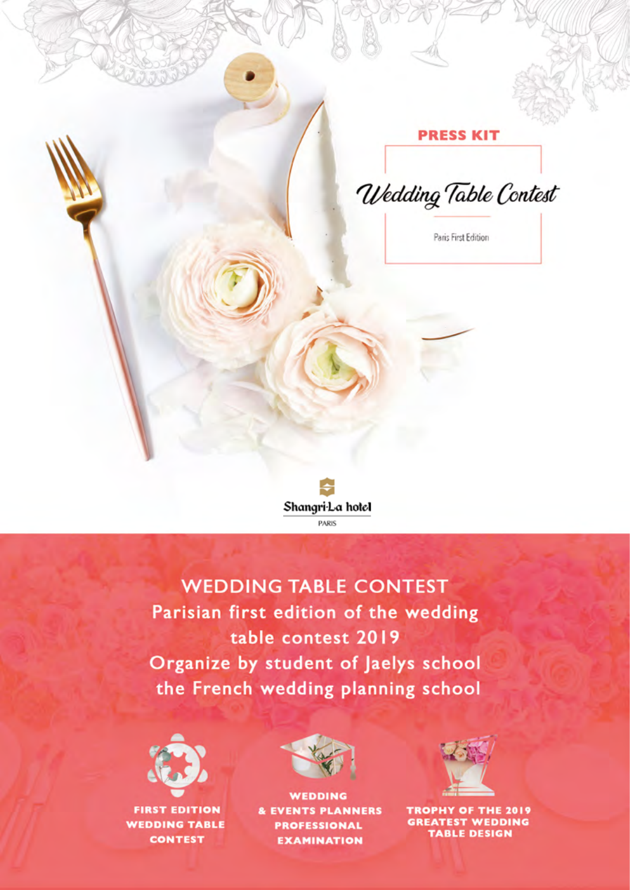PRESS KIT

# Wedding Table Contest

Paris First Edition

Shangri-La hotel
PARIS

## WEDDING TABLE CONTEST

**Parisian first edition of the wedding table contest 2019**
**Organize by student of Jaelys school the French wedding planning school**

**FIRST EDITION WEDDING TABLE CONTEST**

**WEDDING & EVENTS PLANNERS PROFESSIONAL EXAMINATION**

**TROPHY OF THE 2019 GREATEST WEDDING TABLE DESIGN**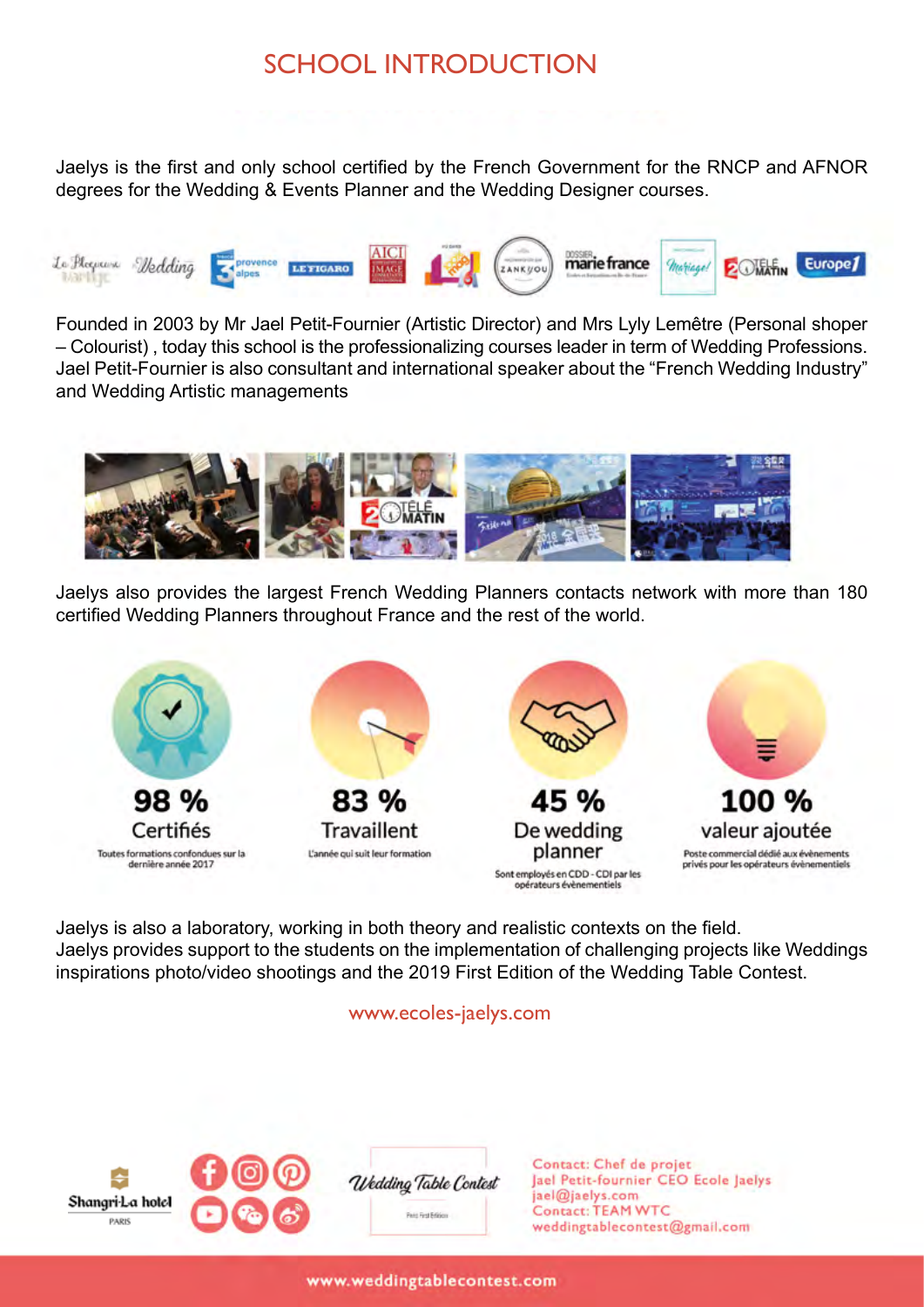# SCHOOL INTRODUCTION

Jaelys is the first and only school certified by the French Government for the RNCP and AFNOR degrees for the Wedding & Events Planner and the Wedding Designer courses.

Founded in 2003 by Mr Jael Petit-Fournier (Artistic Director) and Mrs Lyly Lemêtre (Personal shoper – Colourist) , today this school is the professionalizing courses leader in term of Wedding Professions. Jael Petit-Fournier is also consultant and international speaker about the “French Wedding Industry” and Wedding Artistic managements

Jaelys also provides the largest French Wedding Planners contacts network with more than 180 certified Wedding Planners throughout France and the rest of the world.

**98 %**
Certifiés
Toutes formations confondues sur la dernière année 2017

**83 %**
Travaillent
L'année qui suit leur formation

**45 %**
De wedding planner
Sont employés en CDD - CDI par les opérateurs évènementiels

**100 %**
valeur ajoutée
Poste commercial dédié aux évènements privés pour les opérateurs évènementiels

Jaelys is also a laboratory, working in both theory and realistic contexts on the field.
Jaelys provides support to the students on the implementation of challenging projects like Weddings inspirations photo/video shootings and the 2019 First Edition of the Wedding Table Contest.

www.ecoles-jaelys.com

Shangri-La hotel PARIS

Wedding Table Contest

Contact: Chef de projet
Jael Petit-fournier CEO Ecole Jaelys
jael@jaelys.com
Contact: TEAM WTC
weddingtablecontest@gmail.com

www.weddingtablecontest.com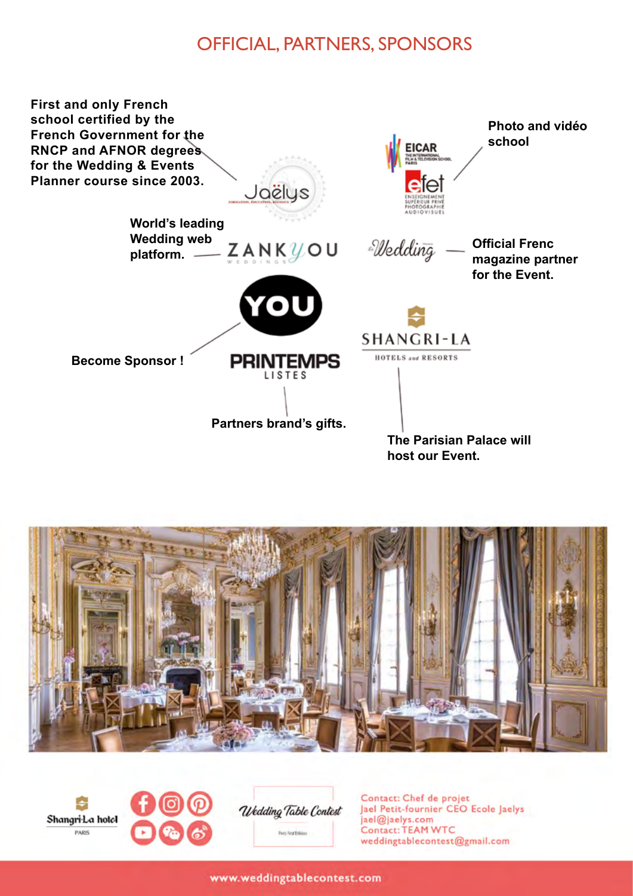# OFFICIAL, PARTNERS, SPONSORS

**First and only French school certified by the French Government for the RNCP and AFNOR degrees for the Wedding & Events Planner course since 2003.** — Jaëlys

**Photo and vidéo school** — EICAR / efet

**World's leading Wedding web platform.** — ZANKYOU WEDDINGS

**Official Frenc magazine partner for the Event.** — Wedding

**Become Sponsor !** — YOU

**Partners brand's gifts.** — PRINTEMPS LISTES

**The Parisian Palace will host our Event.** — SHANGRI-LA HOTELS and RESORTS

Shangri-La hotel PARIS

Wedding Table Contest

Contact: Chef de projet
Jael Petit-fournier CEO Ecole Jaelys
jael@jaelys.com
Contact: TEAM WTC
weddingtablecontest@gmail.com

www.weddingtablecontest.com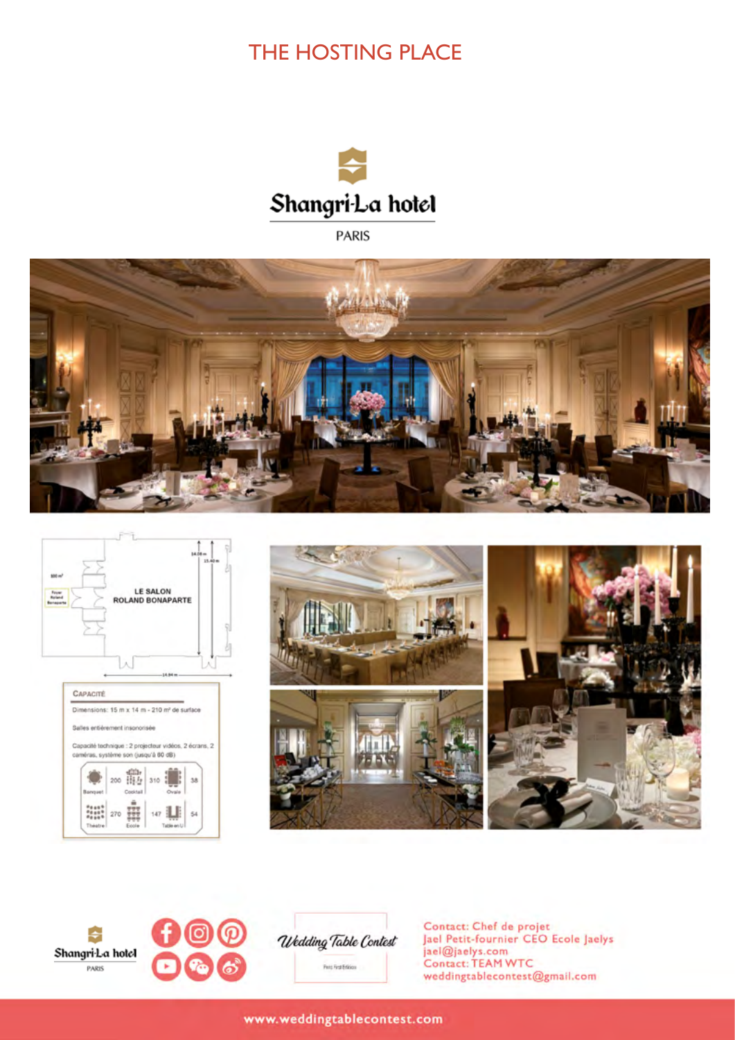# THE HOSTING PLACE

Shangri-La hotel

PARIS

LE SALON ROLAND BONAPARTE

**CAPACITÉ**

Dimensions: 15 m x 14 m - 210 m² de surface

Salles entièrement insonorisée

Capacité technique : 2 projecteur vidéos, 2 écrans, 2 caméras, système son (jusqu'à 80 dB)

| Banquet | 200 | Cocktail | 310 | Ovale | 38 |
|---|---|---|---|---|---|
| Theatre | 270 | Ecole | 147 | Table en U | 54 |

Shangri-La hotel PARIS

Wedding Table Contest

Contact: Chef de projet
Jael Petit-fournier CEO Ecole Jaelys
jael@jaelys.com
Contact: TEAM WTC
weddingtablecontest@gmail.com

www.weddingtablecontest.com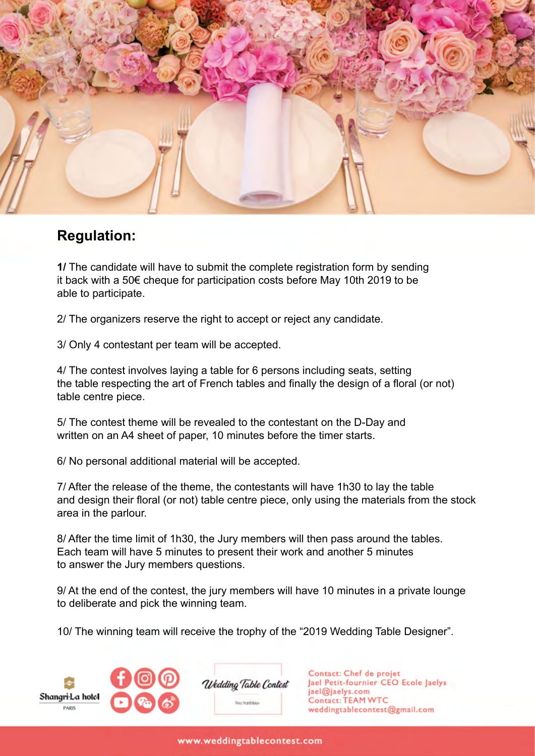## Regulation:

**1/** The candidate will have to submit the complete registration form by sending it back with a 50€ cheque for participation costs before May 10th 2019 to be able to participate.

2/ The organizers reserve the right to accept or reject any candidate.

3/ Only 4 contestant per team will be accepted.

4/ The contest involves laying a table for 6 persons including seats, setting the table respecting the art of French tables and finally the design of a floral (or not) table centre piece.

5/ The contest theme will be revealed to the contestant on the D-Day and written on an A4 sheet of paper, 10 minutes before the timer starts.

6/ No personal additional material will be accepted.

7/ After the release of the theme, the contestants will have 1h30 to lay the table and design their floral (or not) table centre piece, only using the materials from the stock area in the parlour.

8/ After the time limit of 1h30, the Jury members will then pass around the tables. Each team will have 5 minutes to present their work and another 5 minutes to answer the Jury members questions.

9/ At the end of the contest, the jury members will have 10 minutes in a private lounge to deliberate and pick the winning team.

10/ The winning team will receive the trophy of the "2019 Wedding Table Designer".

Shangri-La hotel PARIS

Wedding Table Contest

Contact: Chef de projet
Jael Petit-fournier CEO Ecole Jaelys
jael@jaelys.com
Contact: TEAM WTC
weddingtablecontest@gmail.com

www.weddingtablecontest.com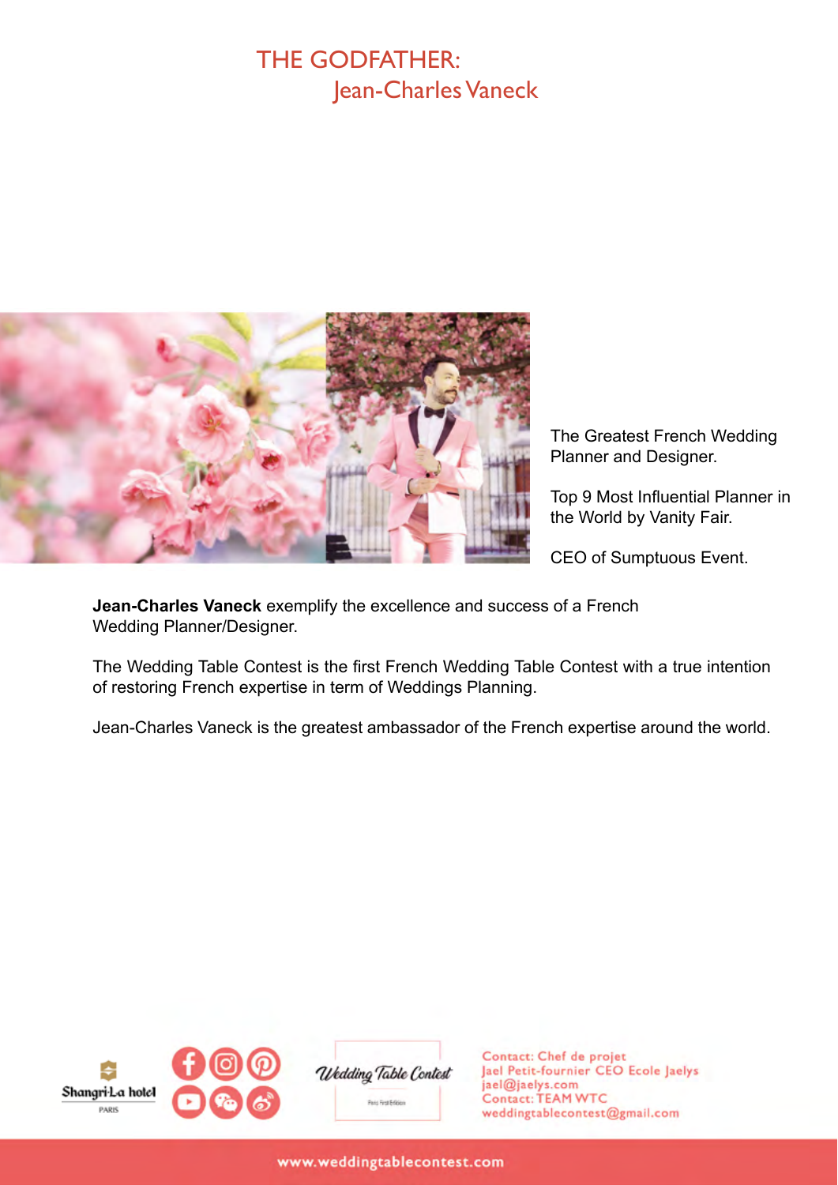# THE GODFATHER: Jean-Charles Vaneck

The Greatest French Wedding Planner and Designer.

Top 9 Most Influential Planner in the World by Vanity Fair.

CEO of Sumptuous Event.

**Jean-Charles Vaneck** exemplify the excellence and success of a French Wedding Planner/Designer.

The Wedding Table Contest is the first French Wedding Table Contest with a true intention of restoring French expertise in term of Weddings Planning.

Jean-Charles Vaneck is the greatest ambassador of the French expertise around the world.

Shangri-La hotel PARIS

Wedding Table Contest

Contact: Chef de projet
Jael Petit-fournier CEO Ecole Jaelys
jael@jaelys.com
Contact: TEAM WTC
weddingtablecontest@gmail.com

www.weddingtablecontest.com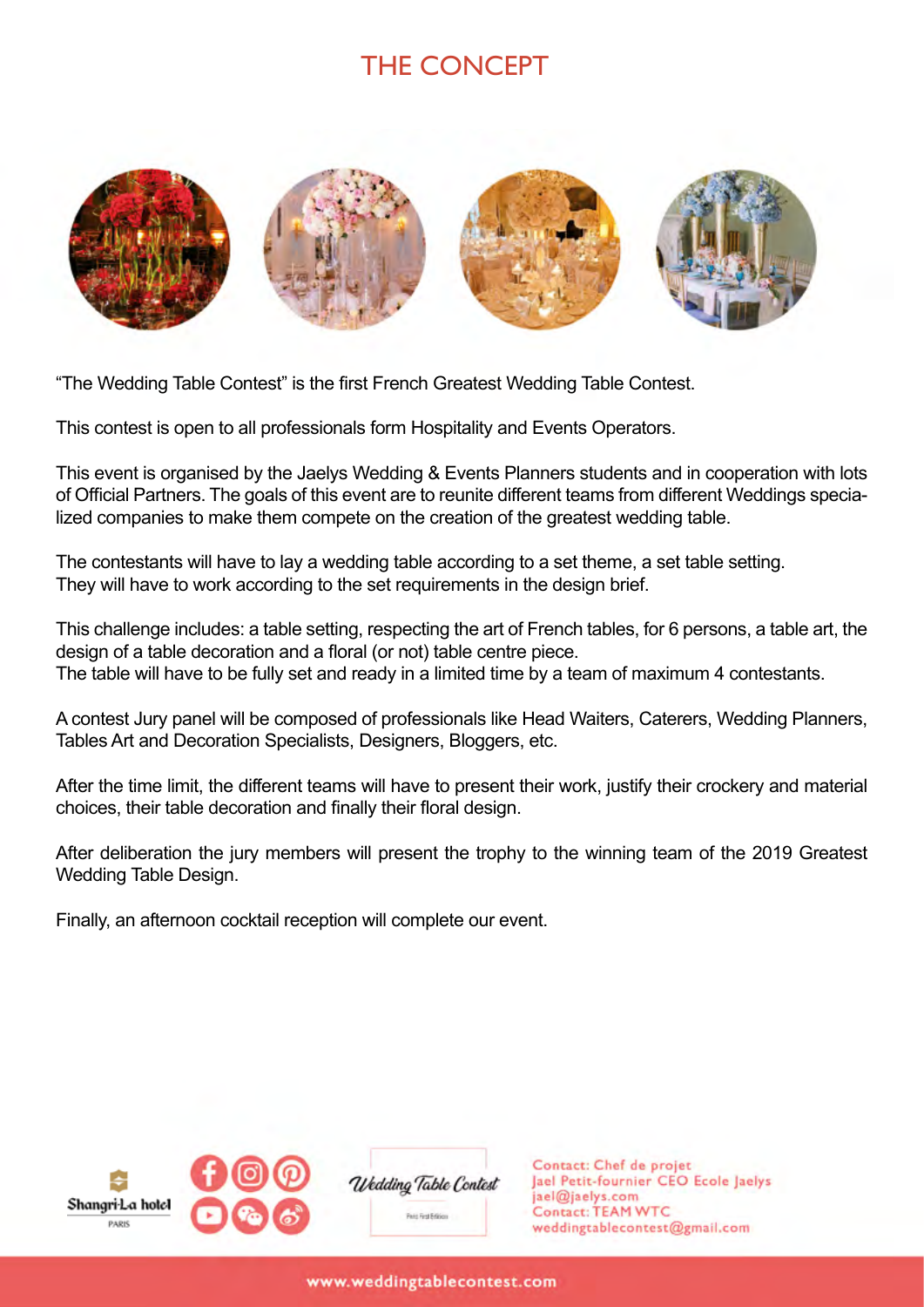# THE CONCEPT

"The Wedding Table Contest" is the first French Greatest Wedding Table Contest.

This contest is open to all professionals form Hospitality and Events Operators.

This event is organised by the Jaelys Wedding & Events Planners students and in cooperation with lots of Official Partners. The goals of this event are to reunite different teams from different Weddings specialized companies to make them compete on the creation of the greatest wedding table.

The contestants will have to lay a wedding table according to a set theme, a set table setting. They will have to work according to the set requirements in the design brief.

This challenge includes: a table setting, respecting the art of French tables, for 6 persons, a table art, the design of a table decoration and a floral (or not) table centre piece.
The table will have to be fully set and ready in a limited time by a team of maximum 4 contestants.

A contest Jury panel will be composed of professionals like Head Waiters, Caterers, Wedding Planners, Tables Art and Decoration Specialists, Designers, Bloggers, etc.

After the time limit, the different teams will have to present their work, justify their crockery and material choices, their table decoration and finally their floral design.

After deliberation the jury members will present the trophy to the winning team of the 2019 Greatest Wedding Table Design.

Finally, an afternoon cocktail reception will complete our event.

Shangri-La hotel PARIS

Wedding Table Contest

Contact: Chef de projet
Jael Petit-fournier CEO Ecole Jaelys
jael@jaelys.com
Contact: TEAM WTC
weddingtablecontest@gmail.com

www.weddingtablecontest.com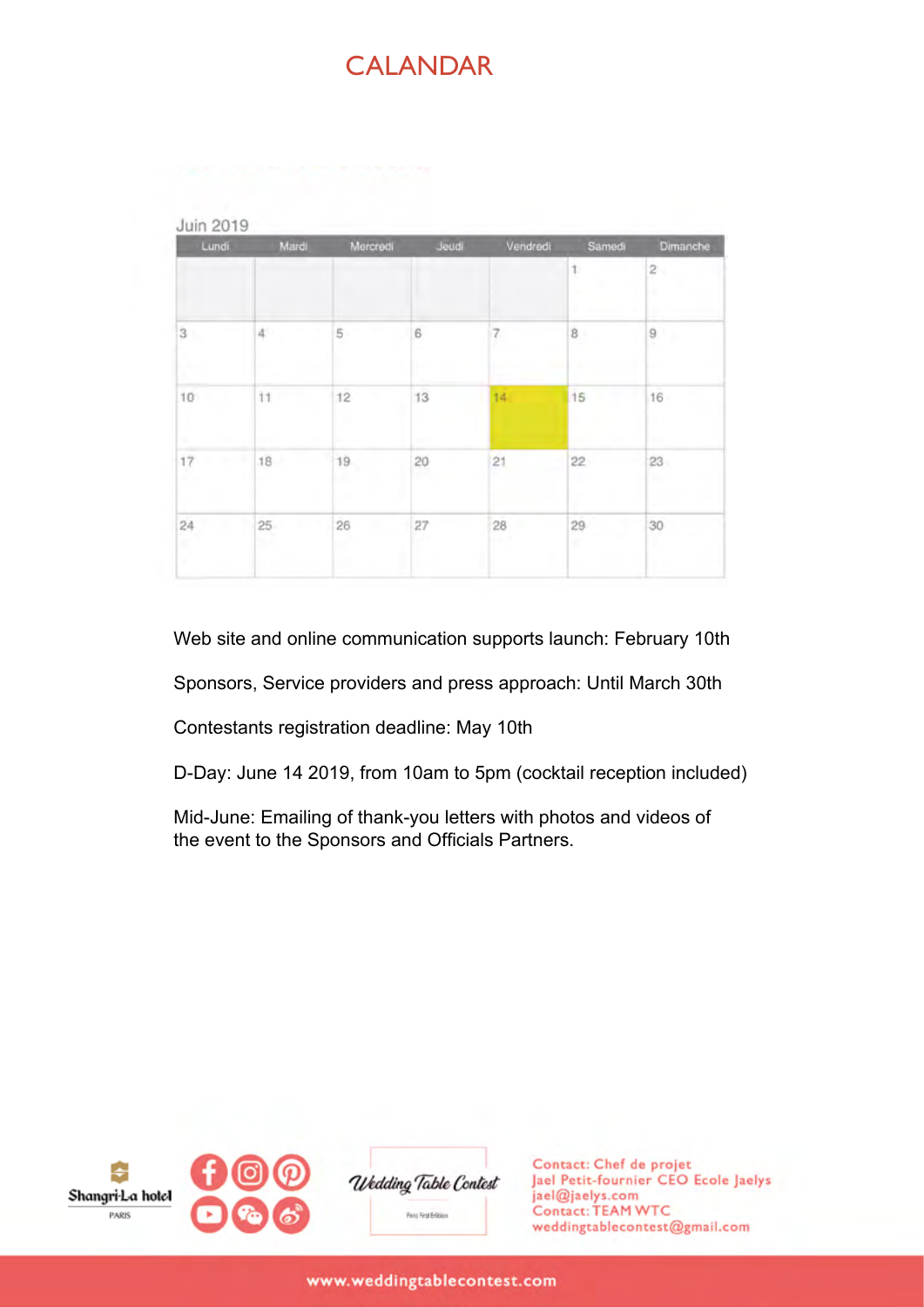# CALANDAR

Juin 2019

| Lundi | Mardi | Mercredi | Jeudi | Vendredi | Samedi | Dimanche |
|---|---|---|---|---|---|---|
| | | | | | 1 | 2 |
| 3 | 4 | 5 | 6 | 7 | 8 | 9 |
| 10 | 11 | 12 | 13 | 14 | 15 | 16 |
| 17 | 18 | 19 | 20 | 21 | 22 | 23 |
| 24 | 25 | 26 | 27 | 28 | 29 | 30 |

Web site and online communication supports launch: February 10th

Sponsors, Service providers and press approach: Until March 30th

Contestants registration deadline: May 10th

D-Day: June 14 2019, from 10am to 5pm (cocktail reception included)

Mid-June: Emailing of thank-you letters with photos and videos of the event to the Sponsors and Officials Partners.

Shangri-La hotel PARIS

Wedding Table Contest

Contact: Chef de projet
Jael Petit-fournier CEO Ecole Jaelys
jael@jaelys.com
Contact: TEAM WTC
weddingtablecontest@gmail.com

www.weddingtablecontest.com